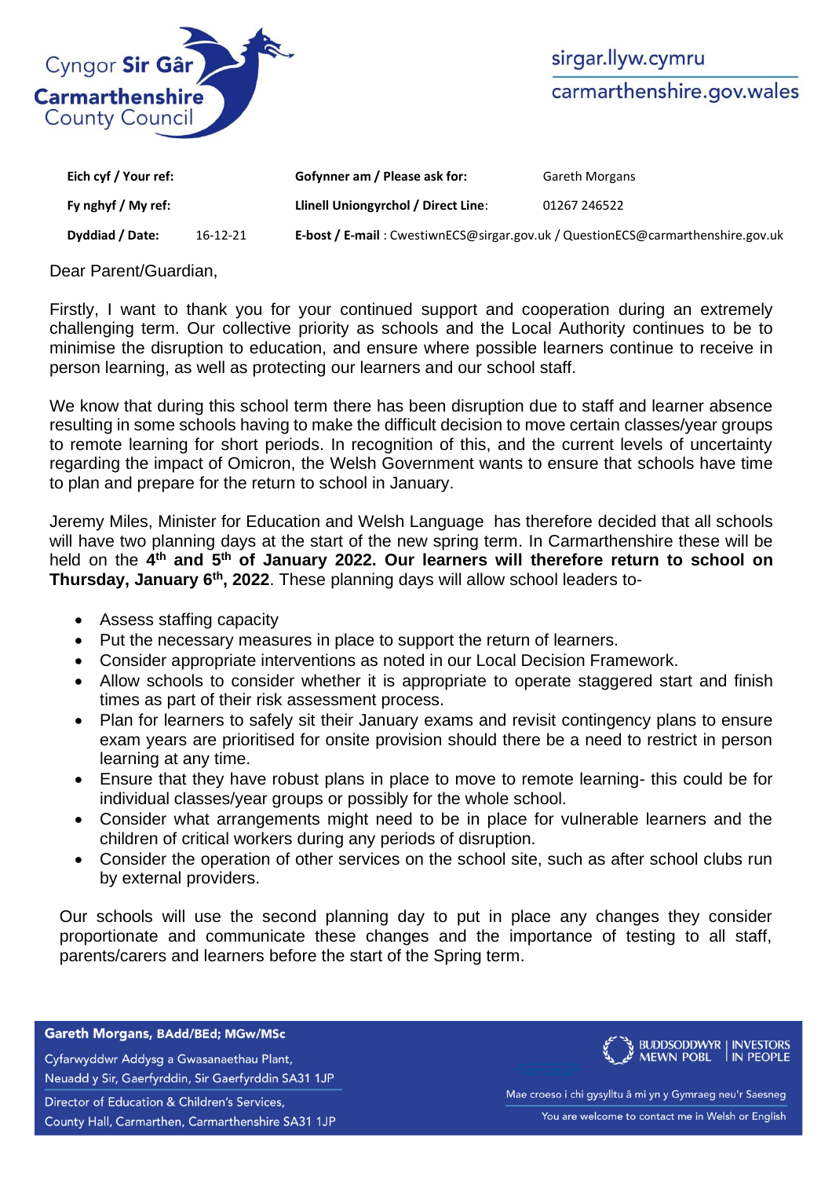Cyngor **Sir Gâr**
**Carmarthenshire**
County Council

sirgar.llyw.cymru
carmarthenshire.gov.wales

| | | | |
|---|---|---|---|
| **Eich cyf / Your ref:** | | **Gofynner am / Please ask for:** | Gareth Morgans |
| **Fy nghyf / My ref:** | | **Llinell Uniongyrchol / Direct Line:** | 01267 246522 |
| **Dyddiad / Date:** | 16-12-21 | **E-bost / E-mail** : CwestiwnECS@sirgar.gov.uk / QuestionECS@carmarthenshire.gov.uk | |

Dear Parent/Guardian,

Firstly, I want to thank you for your continued support and cooperation during an extremely challenging term. Our collective priority as schools and the Local Authority continues to be to minimise the disruption to education, and ensure where possible learners continue to receive in person learning, as well as protecting our learners and our school staff.

We know that during this school term there has been disruption due to staff and learner absence resulting in some schools having to make the difficult decision to move certain classes/year groups to remote learning for short periods. In recognition of this, and the current levels of uncertainty regarding the impact of Omicron, the Welsh Government wants to ensure that schools have time to plan and prepare for the return to school in January.

Jeremy Miles, Minister for Education and Welsh Language has therefore decided that all schools will have two planning days at the start of the new spring term. In Carmarthenshire these will be held on the **4th and 5th of January 2022. Our learners will therefore return to school on Thursday, January 6th, 2022**. These planning days will allow school leaders to-

- Assess staffing capacity
- Put the necessary measures in place to support the return of learners.
- Consider appropriate interventions as noted in our Local Decision Framework.
- Allow schools to consider whether it is appropriate to operate staggered start and finish times as part of their risk assessment process.
- Plan for learners to safely sit their January exams and revisit contingency plans to ensure exam years are prioritised for onsite provision should there be a need to restrict in person learning at any time.
- Ensure that they have robust plans in place to move to remote learning- this could be for individual classes/year groups or possibly for the whole school.
- Consider what arrangements might need to be in place for vulnerable learners and the children of critical workers during any periods of disruption.
- Consider the operation of other services on the school site, such as after school clubs run by external providers.

Our schools will use the second planning day to put in place any changes they consider proportionate and communicate these changes and the importance of testing to all staff, parents/carers and learners before the start of the Spring term.

**Gareth Morgans, BAdd/BEd; MGw/MSc**
Cyfarwyddwr Addysg a Gwasanaethau Plant,
Neuadd y Sir, Gaerfyrddin, Sir Gaerfyrddin SA31 1JP
Director of Education & Children's Services,
County Hall, Carmarthen, Carmarthenshire SA31 1JP

BUDDSODDWYR MEWN POBL | INVESTORS IN PEOPLE

Mae croeso i chi gysylltu â mi yn y Gymraeg neu'r Saesneg
You are welcome to contact me in Welsh or English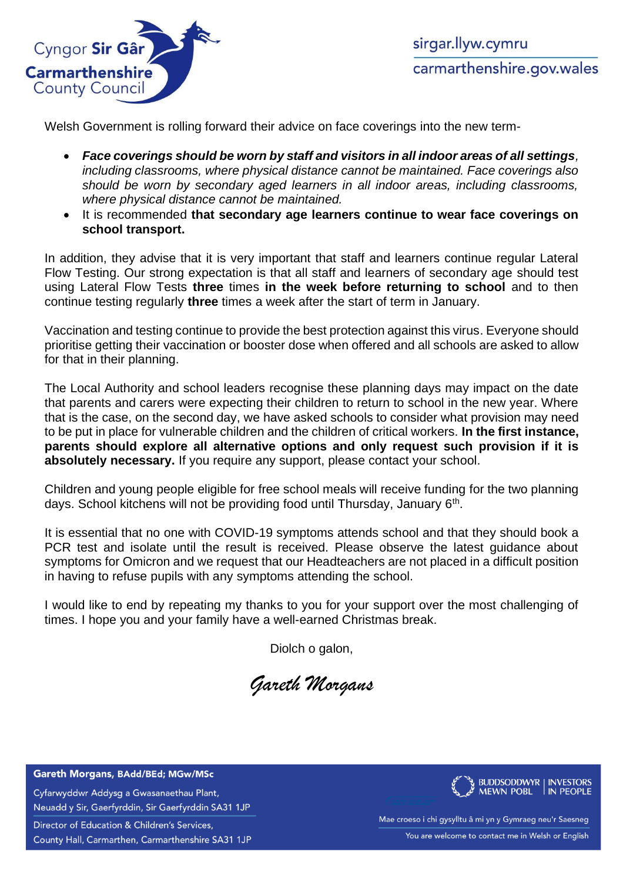Welsh Government is rolling forward their advice on face coverings into the new term-

- ***Face coverings should be worn by staff and visitors in all indoor areas of all settings****, including classrooms, where physical distance cannot be maintained. Face coverings also should be worn by secondary aged learners in all indoor areas, including classrooms, where physical distance cannot be maintained.*
- It is recommended **that secondary age learners continue to wear face coverings on school transport.**

In addition, they advise that it is very important that staff and learners continue regular Lateral Flow Testing. Our strong expectation is that all staff and learners of secondary age should test using Lateral Flow Tests **three** times **in the week before returning to school** and to then continue testing regularly **three** times a week after the start of term in January.

Vaccination and testing continue to provide the best protection against this virus. Everyone should prioritise getting their vaccination or booster dose when offered and all schools are asked to allow for that in their planning.

The Local Authority and school leaders recognise these planning days may impact on the date that parents and carers were expecting their children to return to school in the new year. Where that is the case, on the second day, we have asked schools to consider what provision may need to be put in place for vulnerable children and the children of critical workers. **In the first instance, parents should explore all alternative options and only request such provision if it is absolutely necessary.** If you require any support, please contact your school.

Children and young people eligible for free school meals will receive funding for the two planning days. School kitchens will not be providing food until Thursday, January 6th.

It is essential that no one with COVID-19 symptoms attends school and that they should book a PCR test and isolate until the result is received. Please observe the latest guidance about symptoms for Omicron and we request that our Headteachers are not placed in a difficult position in having to refuse pupils with any symptoms attending the school.

I would like to end by repeating my thanks to you for your support over the most challenging of times. I hope you and your family have a well-earned Christmas break.

Diolch o galon,

*Gareth Morgans*

**Gareth Morgans, BAdd/BEd; MGw/MSc**

Cyfarwyddwr Addysg a Gwasanaethau Plant,
Neuadd y Sir, Gaerfyrddin, Sir Gaerfyrddin SA31 1JP

Director of Education & Children's Services,
County Hall, Carmarthen, Carmarthenshire SA31 1JP

Mae croeso i chi gysylltu â mi yn y Gymraeg neu'r Saesneg

You are welcome to contact me in Welsh or English